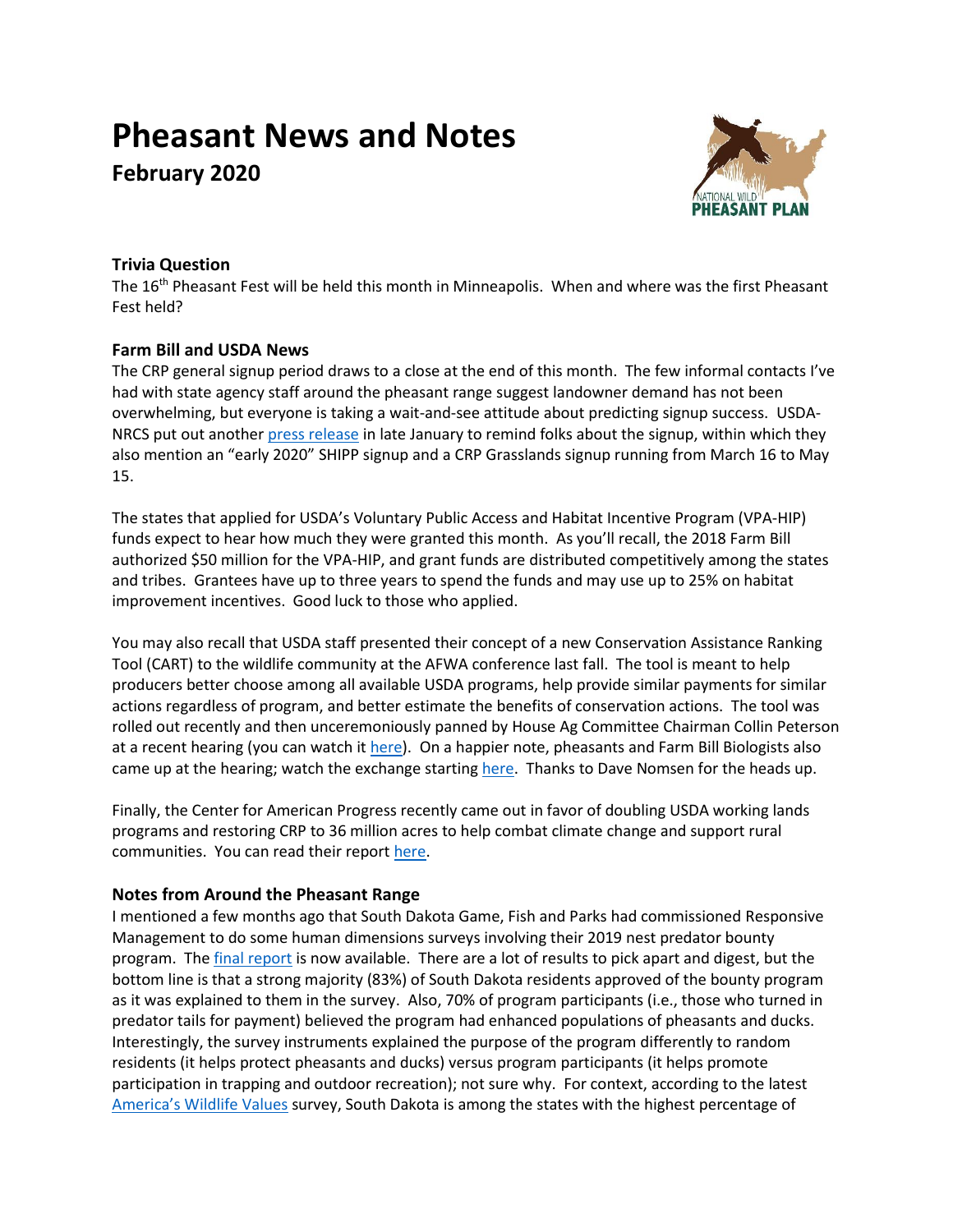# Pheasant News and Notes

## February 2020

### Trivia Question

The 16th Pheasant Fest will be held this month in Minneapolis. When and where was the first Pheasant Fest held?

### Farm Bill and USDA News

The CRP general signup period draws to a close at the end of this month. The few informal contacts I've had with state agency staff around the pheasant range suggest landowner demand has not been overwhelming, but everyone is taking a wait-and-see attitude about predicting signup success. USDA-NRCS put out another press release in late January to remind folks about the signup, within which they also mention an "early 2020" SHIPP signup and a CRP Grasslands signup running from March 16 to May 15.

The states that applied for USDA's Voluntary Public Access and Habitat Incentive Program (VPA-HIP) funds expect to hear how much they were granted this month. As you'll recall, the 2018 Farm Bill authorized $50 million for the VPA-HIP, and grant funds are distributed competitively among the states and tribes. Grantees have up to three years to spend the funds and may use up to 25% on habitat improvement incentives. Good luck to those who applied.

You may also recall that USDA staff presented their concept of a new Conservation Assistance Ranking Tool (CART) to the wildlife community at the AFWA conference last fall. The tool is meant to help producers better choose among all available USDA programs, help provide similar payments for similar actions regardless of program, and better estimate the benefits of conservation actions. The tool was rolled out recently and then unceremoniously panned by House Ag Committee Chairman Collin Peterson at a recent hearing (you can watch it here). On a happier note, pheasants and Farm Bill Biologists also came up at the hearing; watch the exchange starting here. Thanks to Dave Nomsen for the heads up.

Finally, the Center for American Progress recently came out in favor of doubling USDA working lands programs and restoring CRP to 36 million acres to help combat climate change and support rural communities. You can read their report here.

### Notes from Around the Pheasant Range

I mentioned a few months ago that South Dakota Game, Fish and Parks had commissioned Responsive Management to do some human dimensions surveys involving their 2019 nest predator bounty program. The final report is now available. There are a lot of results to pick apart and digest, but the bottom line is that a strong majority (83%) of South Dakota residents approved of the bounty program as it was explained to them in the survey. Also, 70% of program participants (i.e., those who turned in predator tails for payment) believed the program had enhanced populations of pheasants and ducks. Interestingly, the survey instruments explained the purpose of the program differently to random residents (it helps protect pheasants and ducks) versus program participants (it helps promote participation in trapping and outdoor recreation); not sure why. For context, according to the latest America's Wildlife Values survey, South Dakota is among the states with the highest percentage of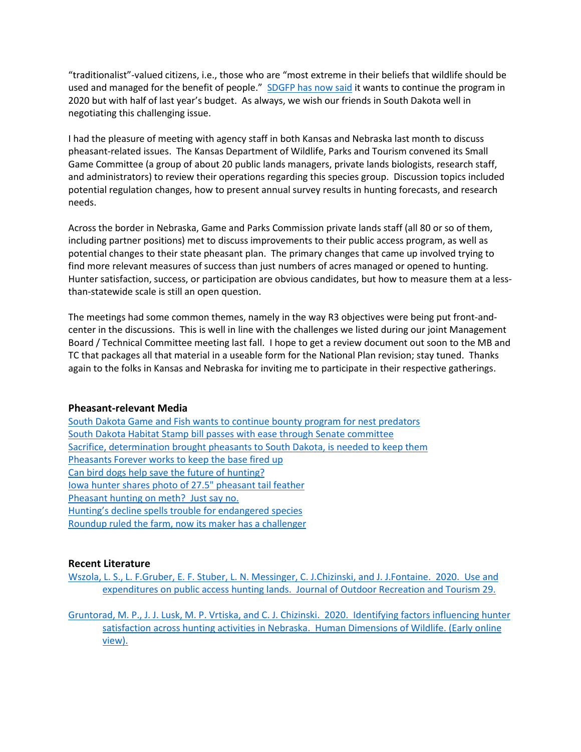"traditionalist"-valued citizens, i.e., those who are "most extreme in their beliefs that wildlife should be used and managed for the benefit of people." SDGFP has now said it wants to continue the program in 2020 but with half of last year's budget. As always, we wish our friends in South Dakota well in negotiating this challenging issue.

I had the pleasure of meeting with agency staff in both Kansas and Nebraska last month to discuss pheasant-related issues. The Kansas Department of Wildlife, Parks and Tourism convened its Small Game Committee (a group of about 20 public lands managers, private lands biologists, research staff, and administrators) to review their operations regarding this species group. Discussion topics included potential regulation changes, how to present annual survey results in hunting forecasts, and research needs.

Across the border in Nebraska, Game and Parks Commission private lands staff (all 80 or so of them, including partner positions) met to discuss improvements to their public access program, as well as potential changes to their state pheasant plan. The primary changes that came up involved trying to find more relevant measures of success than just numbers of acres managed or opened to hunting. Hunter satisfaction, success, or participation are obvious candidates, but how to measure them at a less-than-statewide scale is still an open question.

The meetings had some common themes, namely in the way R3 objectives were being put front-and-center in the discussions. This is well in line with the challenges we listed during our joint Management Board / Technical Committee meeting last fall. I hope to get a review document out soon to the MB and TC that packages all that material in a useable form for the National Plan revision; stay tuned. Thanks again to the folks in Kansas and Nebraska for inviting me to participate in their respective gatherings.

### Pheasant-relevant Media

South Dakota Game and Fish wants to continue bounty program for nest predators
South Dakota Habitat Stamp bill passes with ease through Senate committee
Sacrifice, determination brought pheasants to South Dakota, is needed to keep them
Pheasants Forever works to keep the base fired up
Can bird dogs help save the future of hunting?
Iowa hunter shares photo of 27.5" pheasant tail feather
Pheasant hunting on meth? Just say no.
Hunting's decline spells trouble for endangered species
Roundup ruled the farm, now its maker has a challenger

### Recent Literature

Wszola, L. S., L. F.Gruber, E. F. Stuber, L. N. Messinger, C. J.Chizinski, and J. J.Fontaine. 2020. Use and expenditures on public access hunting lands. Journal of Outdoor Recreation and Tourism 29.

Gruntorad, M. P., J. J. Lusk, M. P. Vrtiska, and C. J. Chizinski. 2020. Identifying factors influencing hunter satisfaction across hunting activities in Nebraska. Human Dimensions of Wildlife. (Early online view).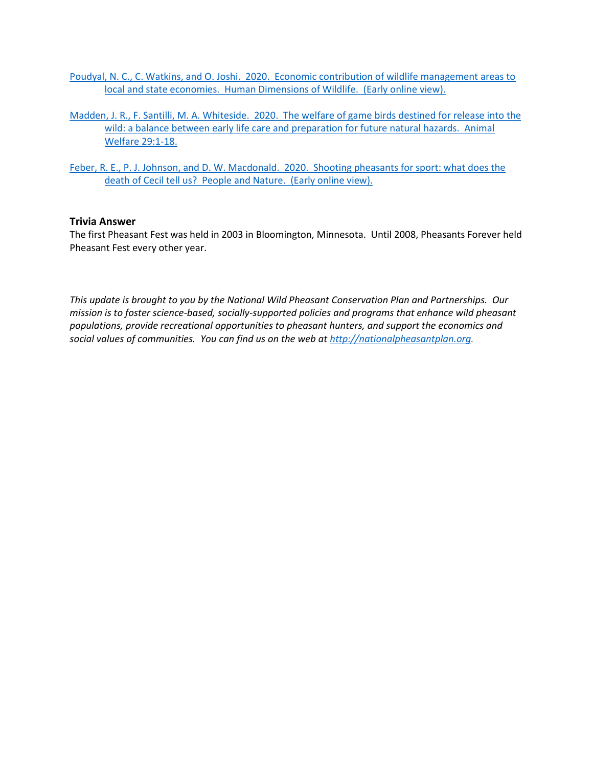Poudyal, N. C., C. Watkins, and O. Joshi. 2020. Economic contribution of wildlife management areas to local and state economies. Human Dimensions of Wildlife. (Early online view).

Madden, J. R., F. Santilli, M. A. Whiteside. 2020. The welfare of game birds destined for release into the wild: a balance between early life care and preparation for future natural hazards. Animal Welfare 29:1-18.

Feber, R. E., P. J. Johnson, and D. W. Macdonald. 2020. Shooting pheasants for sport: what does the death of Cecil tell us? People and Nature. (Early online view).

**Trivia Answer**

The first Pheasant Fest was held in 2003 in Bloomington, Minnesota. Until 2008, Pheasants Forever held Pheasant Fest every other year.

*This update is brought to you by the National Wild Pheasant Conservation Plan and Partnerships. Our mission is to foster science-based, socially-supported policies and programs that enhance wild pheasant populations, provide recreational opportunities to pheasant hunters, and support the economics and social values of communities. You can find us on the web at http://nationalpheasantplan.org.*